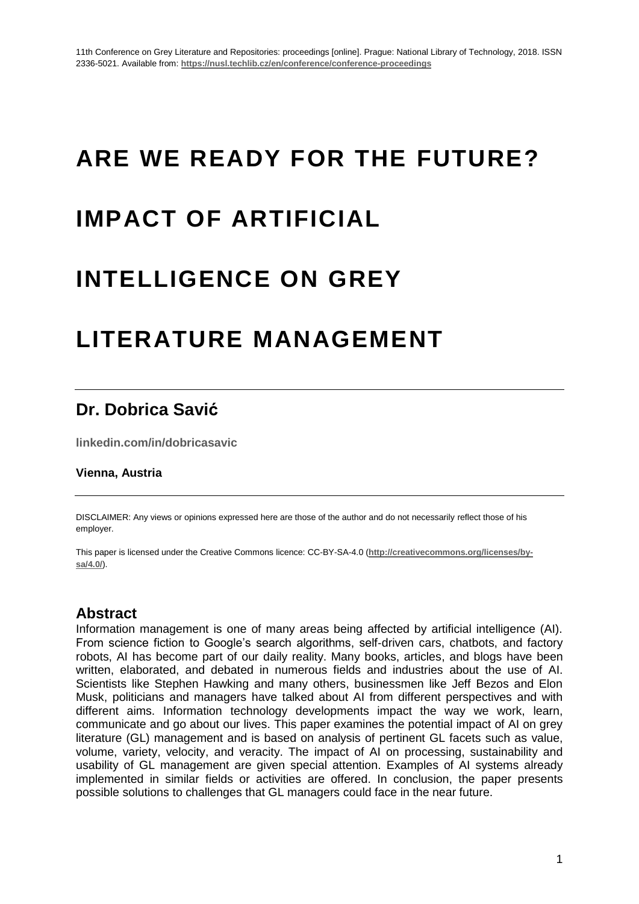11th Conference on Grey Literature and Repositories: proceedings [online]. Prague: National Library of Technology, 2018. ISSN 2336-5021. Available from: **https://nusl.techlib.cz/en/conference/conference-proceedings**

# ARE WE READY FOR THE FUTURE? IMPACT OF ARTIFICIAL INTELLIGENCE ON GREY LITERATURE MANAGEMENT

## Dr. Dobrica Savić

**linkedin.com/in/dobricasavic**

**Vienna, Austria**

DISCLAIMER: Any views or opinions expressed here are those of the author and do not necessarily reflect those of his employer.

This paper is licensed under the Creative Commons licence: CC-BY-SA-4.0 (**http://creativecommons.org/licenses/by-sa/4.0/**).

## Abstract

Information management is one of many areas being affected by artificial intelligence (AI). From science fiction to Google's search algorithms, self-driven cars, chatbots, and factory robots, AI has become part of our daily reality. Many books, articles, and blogs have been written, elaborated, and debated in numerous fields and industries about the use of AI. Scientists like Stephen Hawking and many others, businessmen like Jeff Bezos and Elon Musk, politicians and managers have talked about AI from different perspectives and with different aims. Information technology developments impact the way we work, learn, communicate and go about our lives. This paper examines the potential impact of AI on grey literature (GL) management and is based on analysis of pertinent GL facets such as value, volume, variety, velocity, and veracity. The impact of AI on processing, sustainability and usability of GL management are given special attention. Examples of AI systems already implemented in similar fields or activities are offered. In conclusion, the paper presents possible solutions to challenges that GL managers could face in the near future.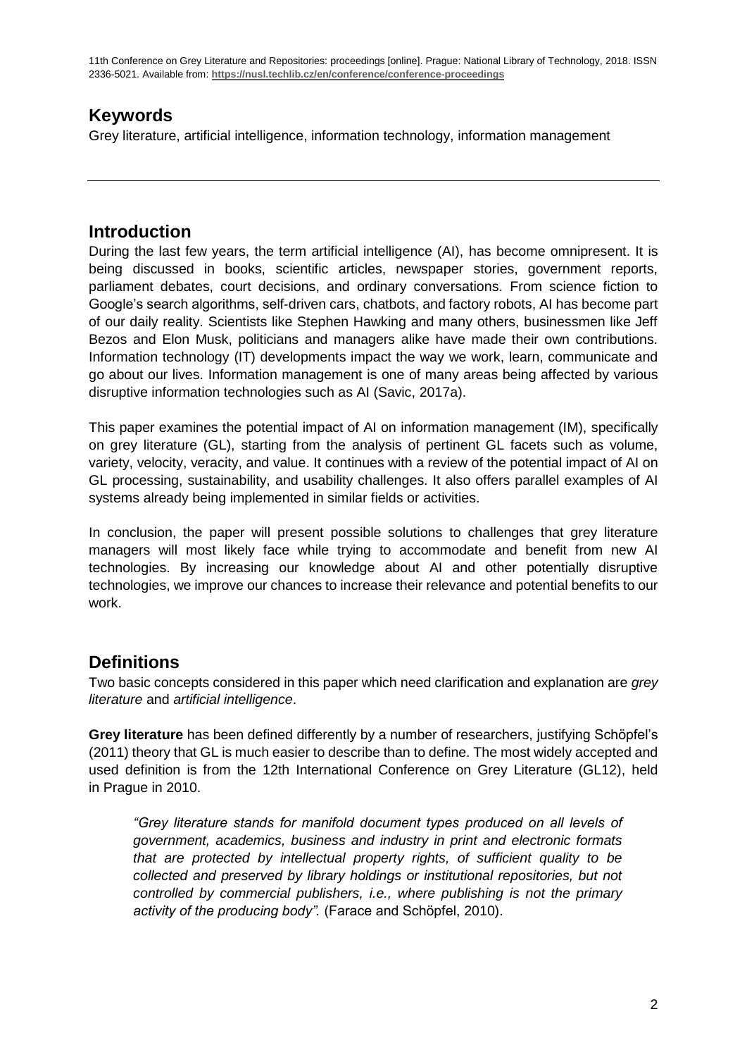## Keywords

Grey literature, artificial intelligence, information technology, information management

---

## Introduction

During the last few years, the term artificial intelligence (AI), has become omnipresent. It is being discussed in books, scientific articles, newspaper stories, government reports, parliament debates, court decisions, and ordinary conversations. From science fiction to Google's search algorithms, self-driven cars, chatbots, and factory robots, AI has become part of our daily reality. Scientists like Stephen Hawking and many others, businessmen like Jeff Bezos and Elon Musk, politicians and managers alike have made their own contributions. Information technology (IT) developments impact the way we work, learn, communicate and go about our lives. Information management is one of many areas being affected by various disruptive information technologies such as AI (Savic, 2017a).

This paper examines the potential impact of AI on information management (IM), specifically on grey literature (GL), starting from the analysis of pertinent GL facets such as volume, variety, velocity, veracity, and value. It continues with a review of the potential impact of AI on GL processing, sustainability, and usability challenges. It also offers parallel examples of AI systems already being implemented in similar fields or activities.

In conclusion, the paper will present possible solutions to challenges that grey literature managers will most likely face while trying to accommodate and benefit from new AI technologies. By increasing our knowledge about AI and other potentially disruptive technologies, we improve our chances to increase their relevance and potential benefits to our work.

## Definitions

Two basic concepts considered in this paper which need clarification and explanation are *grey literature* and *artificial intelligence*.

**Grey literature** has been defined differently by a number of researchers, justifying Schöpfel's (2011) theory that GL is much easier to describe than to define. The most widely accepted and used definition is from the 12th International Conference on Grey Literature (GL12), held in Prague in 2010.

> *"Grey literature stands for manifold document types produced on all levels of government, academics, business and industry in print and electronic formats that are protected by intellectual property rights, of sufficient quality to be collected and preserved by library holdings or institutional repositories, but not controlled by commercial publishers, i.e., where publishing is not the primary activity of the producing body".* (Farace and Schöpfel, 2010).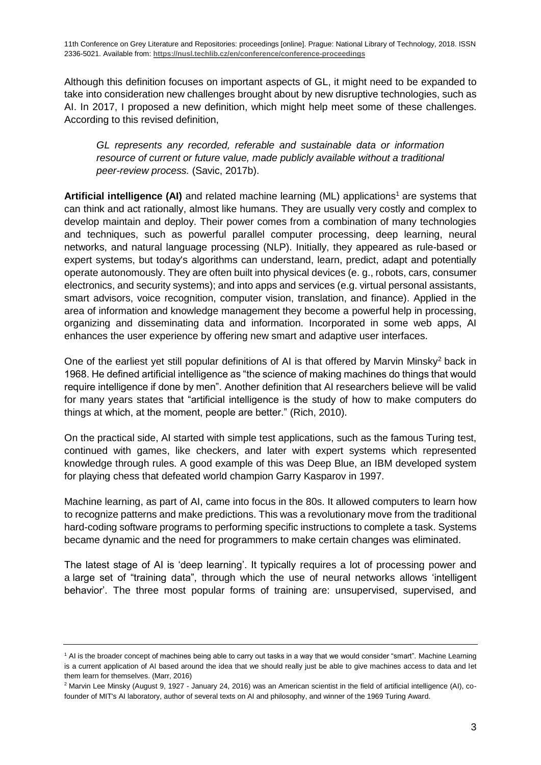Although this definition focuses on important aspects of GL, it might need to be expanded to take into consideration new challenges brought about by new disruptive technologies, such as AI. In 2017, I proposed a new definition, which might help meet some of these challenges. According to this revised definition,

> *GL represents any recorded, referable and sustainable data or information resource of current or future value, made publicly available without a traditional peer-review process.* (Savic, 2017b).

**Artificial intelligence (AI)** and related machine learning (ML) applications[1] are systems that can think and act rationally, almost like humans. They are usually very costly and complex to develop maintain and deploy. Their power comes from a combination of many technologies and techniques, such as powerful parallel computer processing, deep learning, neural networks, and natural language processing (NLP). Initially, they appeared as rule-based or expert systems, but today's algorithms can understand, learn, predict, adapt and potentially operate autonomously. They are often built into physical devices (e. g., robots, cars, consumer electronics, and security systems); and into apps and services (e.g. virtual personal assistants, smart advisors, voice recognition, computer vision, translation, and finance). Applied in the area of information and knowledge management they become a powerful help in processing, organizing and disseminating data and information. Incorporated in some web apps, AI enhances the user experience by offering new smart and adaptive user interfaces.

One of the earliest yet still popular definitions of AI is that offered by Marvin Minsky[2] back in 1968. He defined artificial intelligence as "the science of making machines do things that would require intelligence if done by men". Another definition that AI researchers believe will be valid for many years states that "artificial intelligence is the study of how to make computers do things at which, at the moment, people are better." (Rich, 2010).

On the practical side, AI started with simple test applications, such as the famous Turing test, continued with games, like checkers, and later with expert systems which represented knowledge through rules. A good example of this was Deep Blue, an IBM developed system for playing chess that defeated world champion Garry Kasparov in 1997.

Machine learning, as part of AI, came into focus in the 80s. It allowed computers to learn how to recognize patterns and make predictions. This was a revolutionary move from the traditional hard-coding software programs to performing specific instructions to complete a task. Systems became dynamic and the need for programmers to make certain changes was eliminated.

The latest stage of AI is 'deep learning'. It typically requires a lot of processing power and a large set of "training data", through which the use of neural networks allows 'intelligent behavior'. The three most popular forms of training are: unsupervised, supervised, and

---

[1] AI is the broader concept of machines being able to carry out tasks in a way that we would consider "smart". Machine Learning is a current application of AI based around the idea that we should really just be able to give machines access to data and let them learn for themselves. (Marr, 2016)

[2] Marvin Lee Minsky (August 9, 1927 - January 24, 2016) was an American scientist in the field of artificial intelligence (AI), co-founder of MIT's AI laboratory, author of several texts on AI and philosophy, and winner of the 1969 Turing Award.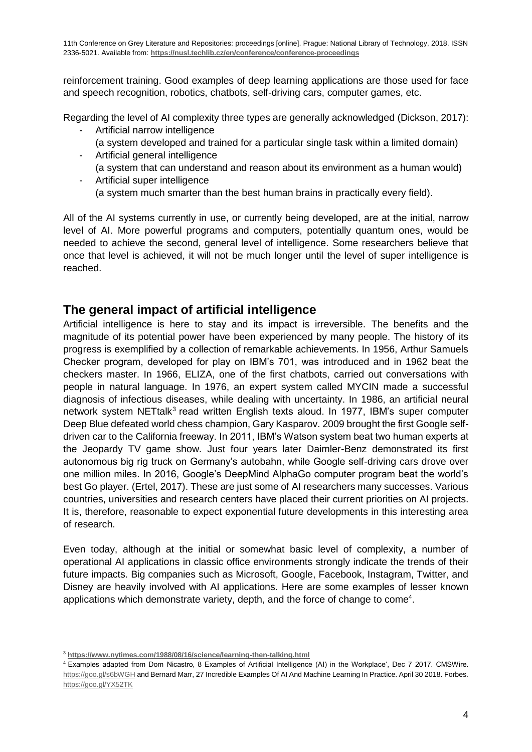reinforcement training. Good examples of deep learning applications are those used for face and speech recognition, robotics, chatbots, self-driving cars, computer games, etc.

Regarding the level of AI complexity three types are generally acknowledged (Dickson, 2017):

- Artificial narrow intelligence
  (a system developed and trained for a particular single task within a limited domain)
- Artificial general intelligence
  (a system that can understand and reason about its environment as a human would)
- Artificial super intelligence
  (a system much smarter than the best human brains in practically every field).

All of the AI systems currently in use, or currently being developed, are at the initial, narrow level of AI. More powerful programs and computers, potentially quantum ones, would be needed to achieve the second, general level of intelligence. Some researchers believe that once that level is achieved, it will not be much longer until the level of super intelligence is reached.

## The general impact of artificial intelligence

Artificial intelligence is here to stay and its impact is irreversible. The benefits and the magnitude of its potential power have been experienced by many people. The history of its progress is exemplified by a collection of remarkable achievements. In 1956, Arthur Samuels Checker program, developed for play on IBM's 701, was introduced and in 1962 beat the checkers master. In 1966, ELIZA, one of the first chatbots, carried out conversations with people in natural language. In 1976, an expert system called MYCIN made a successful diagnosis of infectious diseases, while dealing with uncertainty. In 1986, an artificial neural network system NETtalk[3] read written English texts aloud. In 1977, IBM's super computer Deep Blue defeated world chess champion, Gary Kasparov. 2009 brought the first Google self-driven car to the California freeway. In 2011, IBM's Watson system beat two human experts at the Jeopardy TV game show. Just four years later Daimler-Benz demonstrated its first autonomous big rig truck on Germany's autobahn, while Google self-driving cars drove over one million miles. In 2016, Google's DeepMind AlphaGo computer program beat the world's best Go player. (Ertel, 2017). These are just some of AI researchers many successes. Various countries, universities and research centers have placed their current priorities on AI projects. It is, therefore, reasonable to expect exponential future developments in this interesting area of research.

Even today, although at the initial or somewhat basic level of complexity, a number of operational AI applications in classic office environments strongly indicate the trends of their future impacts. Big companies such as Microsoft, Google, Facebook, Instagram, Twitter, and Disney are heavily involved with AI applications. Here are some examples of lesser known applications which demonstrate variety, depth, and the force of change to come[4].

[3] **https://www.nytimes.com/1988/08/16/science/learning-then-talking.html**

[4] Examples adapted from Dom Nicastro, 8 Examples of Artificial Intelligence (AI) in the Workplace', Dec 7 2017. CMSWire. https://goo.gl/s6bWGH and Bernard Marr, 27 Incredible Examples Of AI And Machine Learning In Practice. April 30 2018. Forbes. https://goo.gl/YX52TK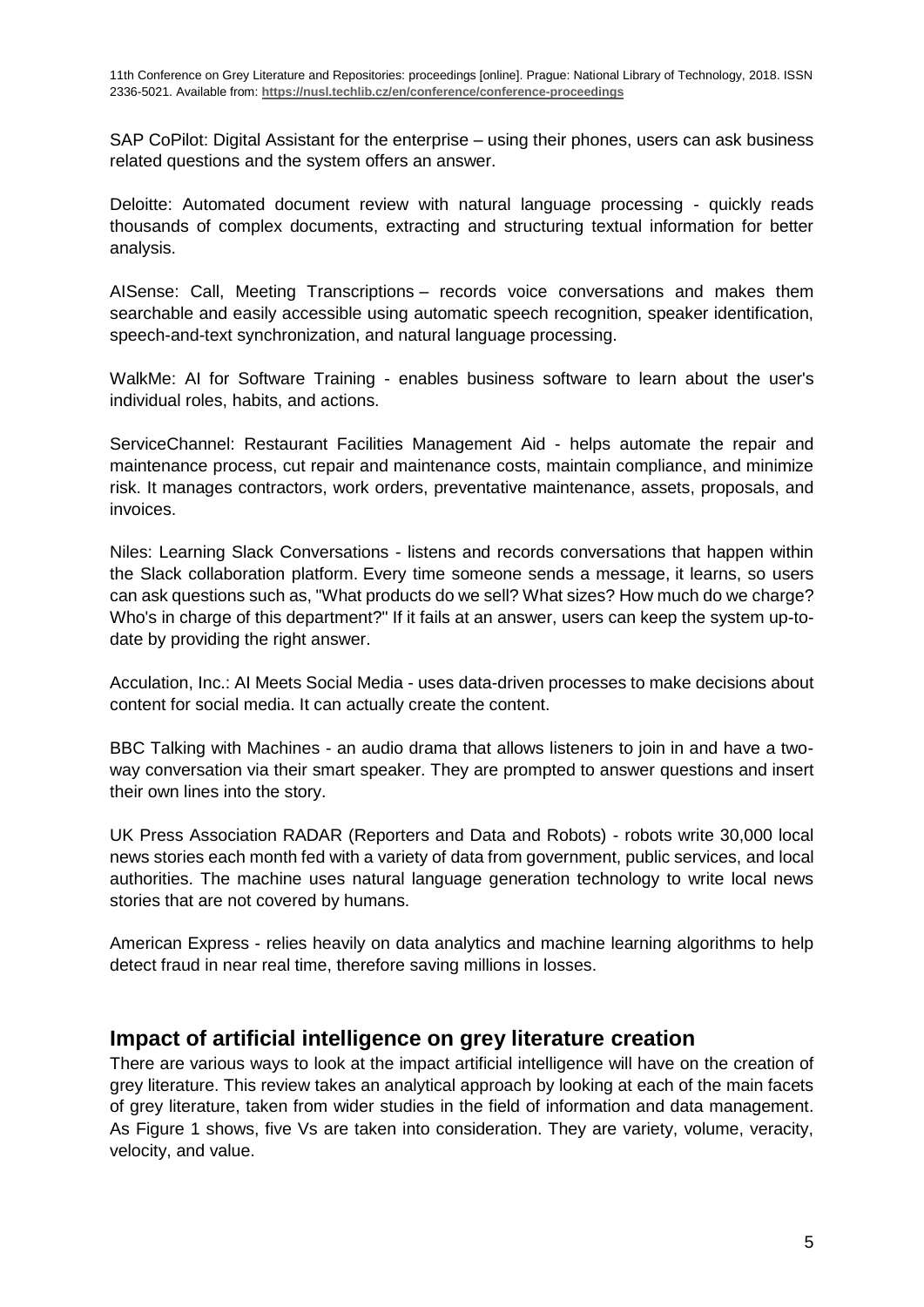SAP CoPilot: Digital Assistant for the enterprise – using their phones, users can ask business related questions and the system offers an answer.

Deloitte: Automated document review with natural language processing - quickly reads thousands of complex documents, extracting and structuring textual information for better analysis.

AISense: Call, Meeting Transcriptions – records voice conversations and makes them searchable and easily accessible using automatic speech recognition, speaker identification, speech-and-text synchronization, and natural language processing.

WalkMe: AI for Software Training - enables business software to learn about the user's individual roles, habits, and actions.

ServiceChannel: Restaurant Facilities Management Aid - helps automate the repair and maintenance process, cut repair and maintenance costs, maintain compliance, and minimize risk. It manages contractors, work orders, preventative maintenance, assets, proposals, and invoices.

Niles: Learning Slack Conversations - listens and records conversations that happen within the Slack collaboration platform. Every time someone sends a message, it learns, so users can ask questions such as, "What products do we sell? What sizes? How much do we charge? Who's in charge of this department?" If it fails at an answer, users can keep the system up-to-date by providing the right answer.

Acculation, Inc.: AI Meets Social Media - uses data-driven processes to make decisions about content for social media. It can actually create the content.

BBC Talking with Machines - an audio drama that allows listeners to join in and have a two-way conversation via their smart speaker. They are prompted to answer questions and insert their own lines into the story.

UK Press Association RADAR (Reporters and Data and Robots) - robots write 30,000 local news stories each month fed with a variety of data from government, public services, and local authorities. The machine uses natural language generation technology to write local news stories that are not covered by humans.

American Express - relies heavily on data analytics and machine learning algorithms to help detect fraud in near real time, therefore saving millions in losses.

## Impact of artificial intelligence on grey literature creation

There are various ways to look at the impact artificial intelligence will have on the creation of grey literature. This review takes an analytical approach by looking at each of the main facets of grey literature, taken from wider studies in the field of information and data management. As Figure 1 shows, five Vs are taken into consideration. They are variety, volume, veracity, velocity, and value.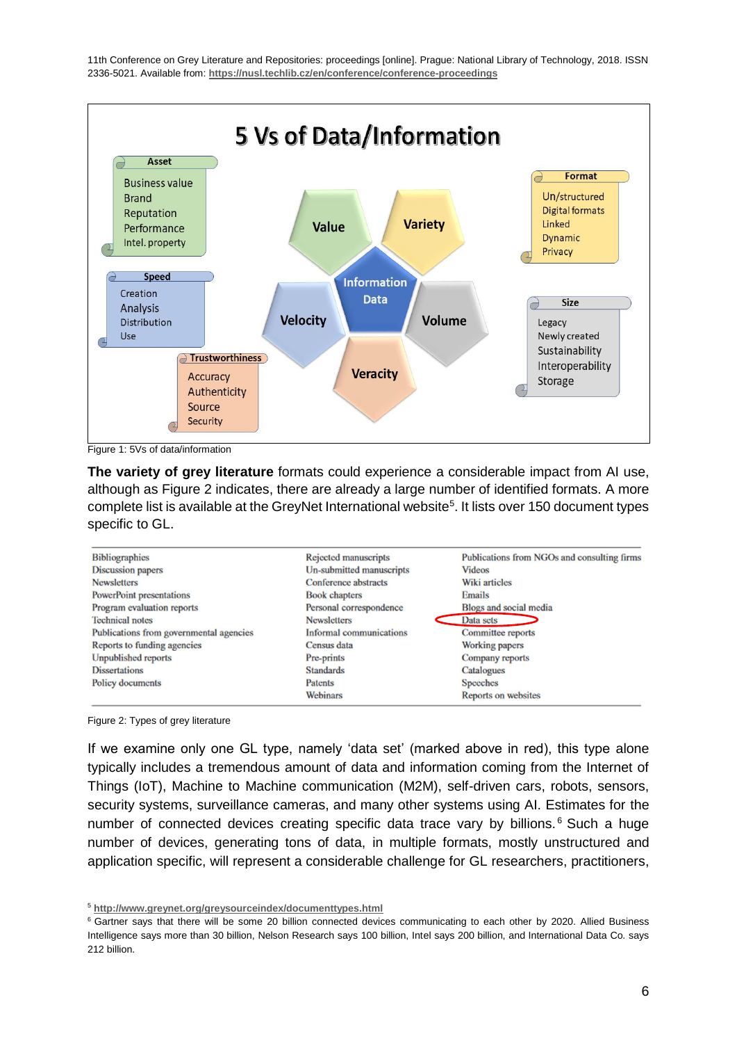Figure 1: 5Vs of data/information

**The variety of grey literature** formats could experience a considerable impact from AI use, although as Figure 2 indicates, there are already a large number of identified formats. A more complete list is available at the GreyNet International website[5]. It lists over 150 document types specific to GL.

| | | |
|---|---|---|
| Bibliographies | Rejected manuscripts | Publications from NGOs and consulting firms |
| Discussion papers | Un-submitted manuscripts | Videos |
| Newsletters | Conference abstracts | Wiki articles |
| PowerPoint presentations | Book chapters | Emails |
| Program evaluation reports | Personal correspondence | Blogs and social media |
| Technical notes | Newsletters | Data sets |
| Publications from governmental agencies | Informal communications | Committee reports |
| Reports to funding agencies | Census data | Working papers |
| Unpublished reports | Pre-prints | Company reports |
| Dissertations | Standards | Catalogues |
| Policy documents | Patents | Speeches |
| | Webinars | Reports on websites |

Figure 2: Types of grey literature

If we examine only one GL type, namely 'data set' (marked above in red), this type alone typically includes a tremendous amount of data and information coming from the Internet of Things (IoT), Machine to Machine communication (M2M), self-driven cars, robots, sensors, security systems, surveillance cameras, and many other systems using AI. Estimates for the number of connected devices creating specific data trace vary by billions.[6] Such a huge number of devices, generating tons of data, in multiple formats, mostly unstructured and application specific, will represent a considerable challenge for GL researchers, practitioners,

[5] http://www.greynet.org/greysourceindex/documenttypes.html

[6] Gartner says that there will be some 20 billion connected devices communicating to each other by 2020. Allied Business Intelligence says more than 30 billion, Nelson Research says 100 billion, Intel says 200 billion, and International Data Co. says 212 billion.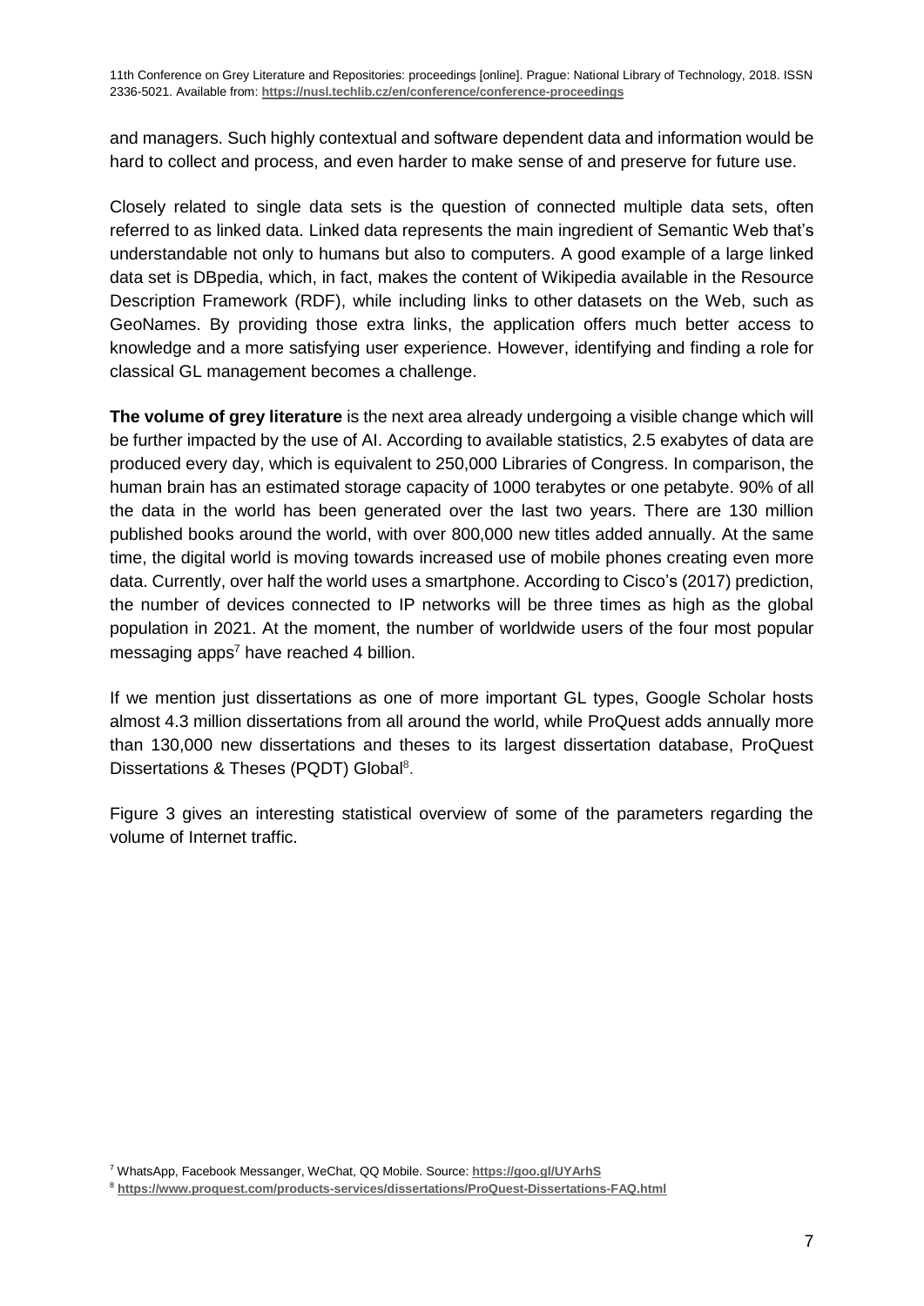and managers. Such highly contextual and software dependent data and information would be hard to collect and process, and even harder to make sense of and preserve for future use.

Closely related to single data sets is the question of connected multiple data sets, often referred to as linked data. Linked data represents the main ingredient of Semantic Web that's understandable not only to humans but also to computers. A good example of a large linked data set is DBpedia, which, in fact, makes the content of Wikipedia available in the Resource Description Framework (RDF), while including links to other datasets on the Web, such as GeoNames. By providing those extra links, the application offers much better access to knowledge and a more satisfying user experience. However, identifying and finding a role for classical GL management becomes a challenge.

**The volume of grey literature** is the next area already undergoing a visible change which will be further impacted by the use of AI. According to available statistics, 2.5 exabytes of data are produced every day, which is equivalent to 250,000 Libraries of Congress. In comparison, the human brain has an estimated storage capacity of 1000 terabytes or one petabyte. 90% of all the data in the world has been generated over the last two years. There are 130 million published books around the world, with over 800,000 new titles added annually. At the same time, the digital world is moving towards increased use of mobile phones creating even more data. Currently, over half the world uses a smartphone. According to Cisco's (2017) prediction, the number of devices connected to IP networks will be three times as high as the global population in 2021. At the moment, the number of worldwide users of the four most popular messaging apps[7] have reached 4 billion.

If we mention just dissertations as one of more important GL types, Google Scholar hosts almost 4.3 million dissertations from all around the world, while ProQuest adds annually more than 130,000 new dissertations and theses to its largest dissertation database, ProQuest Dissertations & Theses (PQDT) Global[8].

Figure 3 gives an interesting statistical overview of some of the parameters regarding the volume of Internet traffic.

[7] WhatsApp, Facebook Messanger, WeChat, QQ Mobile. Source: https://goo.gl/UYArhS

[8] https://www.proquest.com/products-services/dissertations/ProQuest-Dissertations-FAQ.html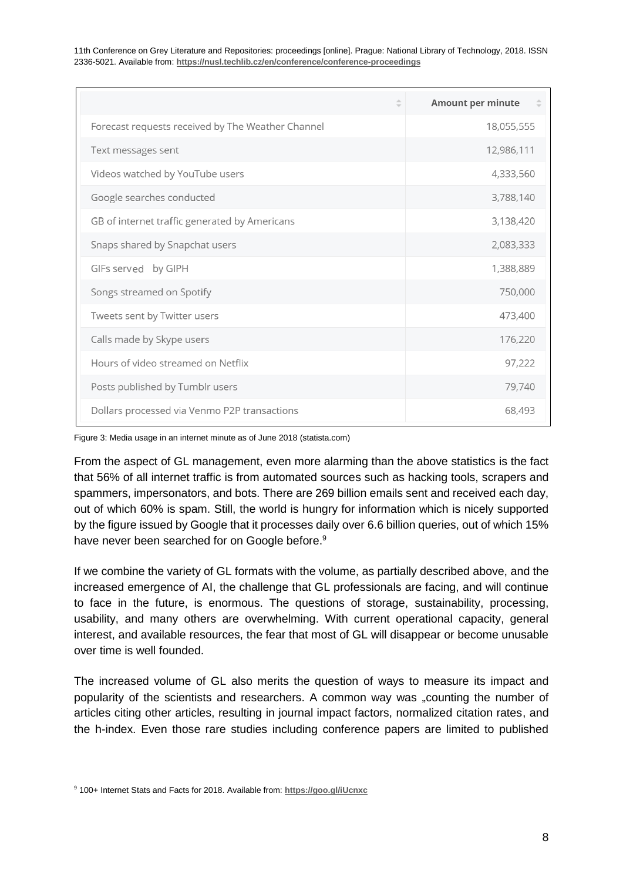| | Amount per minute |
|---|---|
| Forecast requests received by The Weather Channel | 18,055,555 |
| Text messages sent | 12,986,111 |
| Videos watched by YouTube users | 4,333,560 |
| Google searches conducted | 3,788,140 |
| GB of internet traffic generated by Americans | 3,138,420 |
| Snaps shared by Snapchat users | 2,083,333 |
| GIFs served by GIPH | 1,388,889 |
| Songs streamed on Spotify | 750,000 |
| Tweets sent by Twitter users | 473,400 |
| Calls made by Skype users | 176,220 |
| Hours of video streamed on Netflix | 97,222 |
| Posts published by Tumblr users | 79,740 |
| Dollars processed via Venmo P2P transactions | 68,493 |

Figure 3: Media usage in an internet minute as of June 2018 (statista.com)

From the aspect of GL management, even more alarming than the above statistics is the fact that 56% of all internet traffic is from automated sources such as hacking tools, scrapers and spammers, impersonators, and bots. There are 269 billion emails sent and received each day, out of which 60% is spam. Still, the world is hungry for information which is nicely supported by the figure issued by Google that it processes daily over 6.6 billion queries, out of which 15% have never been searched for on Google before.[9]

If we combine the variety of GL formats with the volume, as partially described above, and the increased emergence of AI, the challenge that GL professionals are facing, and will continue to face in the future, is enormous. The questions of storage, sustainability, processing, usability, and many others are overwhelming. With current operational capacity, general interest, and available resources, the fear that most of GL will disappear or become unusable over time is well founded.

The increased volume of GL also merits the question of ways to measure its impact and popularity of the scientists and researchers. A common way was „counting the number of articles citing other articles, resulting in journal impact factors, normalized citation rates, and the h-index. Even those rare studies including conference papers are limited to published

[9] 100+ Internet Stats and Facts for 2018. Available from: https://goo.gl/iUcnxc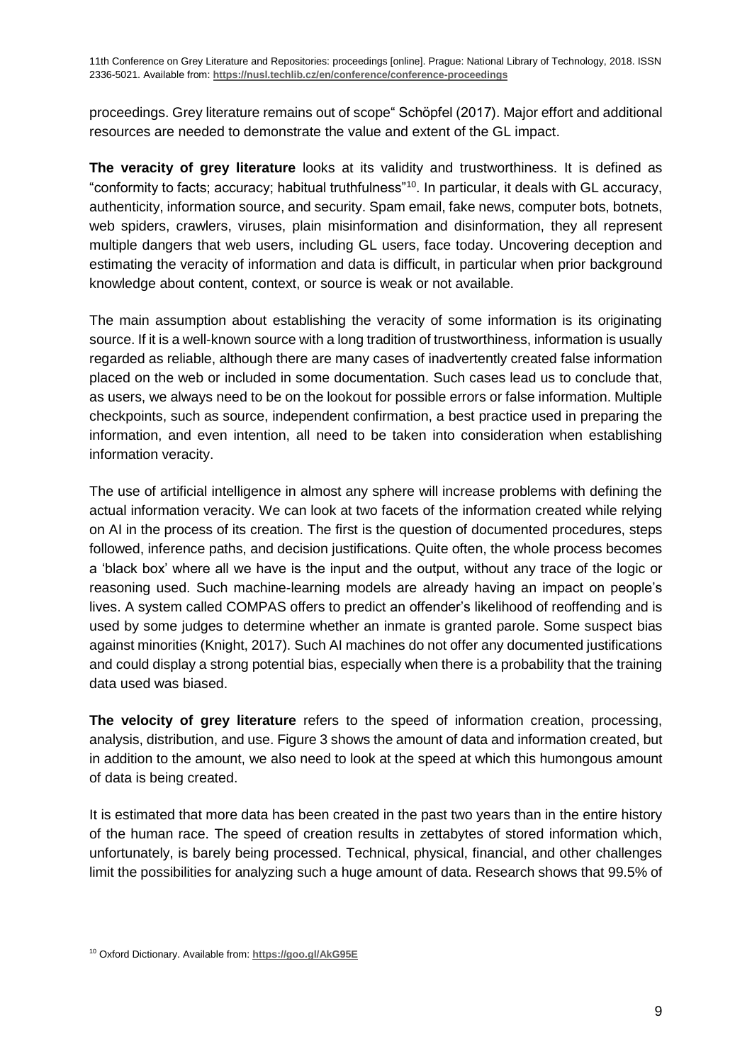proceedings. Grey literature remains out of scope" Schöpfel (2017). Major effort and additional resources are needed to demonstrate the value and extent of the GL impact.

**The veracity of grey literature** looks at its validity and trustworthiness. It is defined as "conformity to facts; accuracy; habitual truthfulness"[10]. In particular, it deals with GL accuracy, authenticity, information source, and security. Spam email, fake news, computer bots, botnets, web spiders, crawlers, viruses, plain misinformation and disinformation, they all represent multiple dangers that web users, including GL users, face today. Uncovering deception and estimating the veracity of information and data is difficult, in particular when prior background knowledge about content, context, or source is weak or not available.

The main assumption about establishing the veracity of some information is its originating source. If it is a well-known source with a long tradition of trustworthiness, information is usually regarded as reliable, although there are many cases of inadvertently created false information placed on the web or included in some documentation. Such cases lead us to conclude that, as users, we always need to be on the lookout for possible errors or false information. Multiple checkpoints, such as source, independent confirmation, a best practice used in preparing the information, and even intention, all need to be taken into consideration when establishing information veracity.

The use of artificial intelligence in almost any sphere will increase problems with defining the actual information veracity. We can look at two facets of the information created while relying on AI in the process of its creation. The first is the question of documented procedures, steps followed, inference paths, and decision justifications. Quite often, the whole process becomes a 'black box' where all we have is the input and the output, without any trace of the logic or reasoning used. Such machine-learning models are already having an impact on people's lives. A system called COMPAS offers to predict an offender's likelihood of reoffending and is used by some judges to determine whether an inmate is granted parole. Some suspect bias against minorities (Knight, 2017). Such AI machines do not offer any documented justifications and could display a strong potential bias, especially when there is a probability that the training data used was biased.

**The velocity of grey literature** refers to the speed of information creation, processing, analysis, distribution, and use. Figure 3 shows the amount of data and information created, but in addition to the amount, we also need to look at the speed at which this humongous amount of data is being created.

It is estimated that more data has been created in the past two years than in the entire history of the human race. The speed of creation results in zettabytes of stored information which, unfortunately, is barely being processed. Technical, physical, financial, and other challenges limit the possibilities for analyzing such a huge amount of data. Research shows that 99.5% of

[10] Oxford Dictionary. Available from: **https://goo.gl/AkG95E**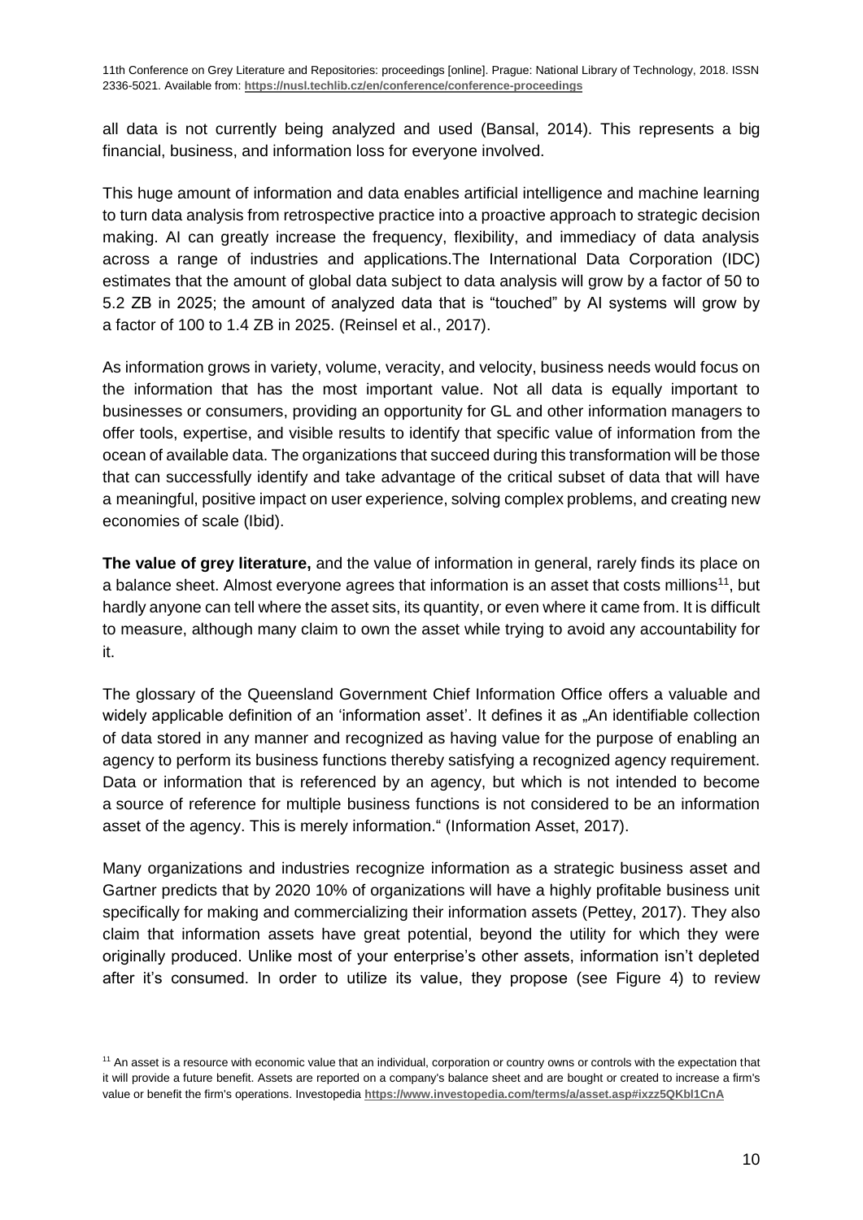all data is not currently being analyzed and used (Bansal, 2014). This represents a big financial, business, and information loss for everyone involved.

This huge amount of information and data enables artificial intelligence and machine learning to turn data analysis from retrospective practice into a proactive approach to strategic decision making. AI can greatly increase the frequency, flexibility, and immediacy of data analysis across a range of industries and applications.The International Data Corporation (IDC) estimates that the amount of global data subject to data analysis will grow by a factor of 50 to 5.2 ZB in 2025; the amount of analyzed data that is "touched" by AI systems will grow by a factor of 100 to 1.4 ZB in 2025. (Reinsel et al., 2017).

As information grows in variety, volume, veracity, and velocity, business needs would focus on the information that has the most important value. Not all data is equally important to businesses or consumers, providing an opportunity for GL and other information managers to offer tools, expertise, and visible results to identify that specific value of information from the ocean of available data. The organizations that succeed during this transformation will be those that can successfully identify and take advantage of the critical subset of data that will have a meaningful, positive impact on user experience, solving complex problems, and creating new economies of scale (Ibid).

**The value of grey literature,** and the value of information in general, rarely finds its place on a balance sheet. Almost everyone agrees that information is an asset that costs millions[11], but hardly anyone can tell where the asset sits, its quantity, or even where it came from. It is difficult to measure, although many claim to own the asset while trying to avoid any accountability for it.

The glossary of the Queensland Government Chief Information Office offers a valuable and widely applicable definition of an 'information asset'. It defines it as „An identifiable collection of data stored in any manner and recognized as having value for the purpose of enabling an agency to perform its business functions thereby satisfying a recognized agency requirement. Data or information that is referenced by an agency, but which is not intended to become a source of reference for multiple business functions is not considered to be an information asset of the agency. This is merely information." (Information Asset, 2017).

Many organizations and industries recognize information as a strategic business asset and Gartner predicts that by 2020 10% of organizations will have a highly profitable business unit specifically for making and commercializing their information assets (Pettey, 2017). They also claim that information assets have great potential, beyond the utility for which they were originally produced. Unlike most of your enterprise's other assets, information isn't depleted after it's consumed. In order to utilize its value, they propose (see Figure 4) to review

[11] An asset is a resource with economic value that an individual, corporation or country owns or controls with the expectation that it will provide a future benefit. Assets are reported on a company's balance sheet and are bought or created to increase a firm's value or benefit the firm's operations. Investopedia **https://www.investopedia.com/terms/a/asset.asp#ixzz5QKbl1CnA**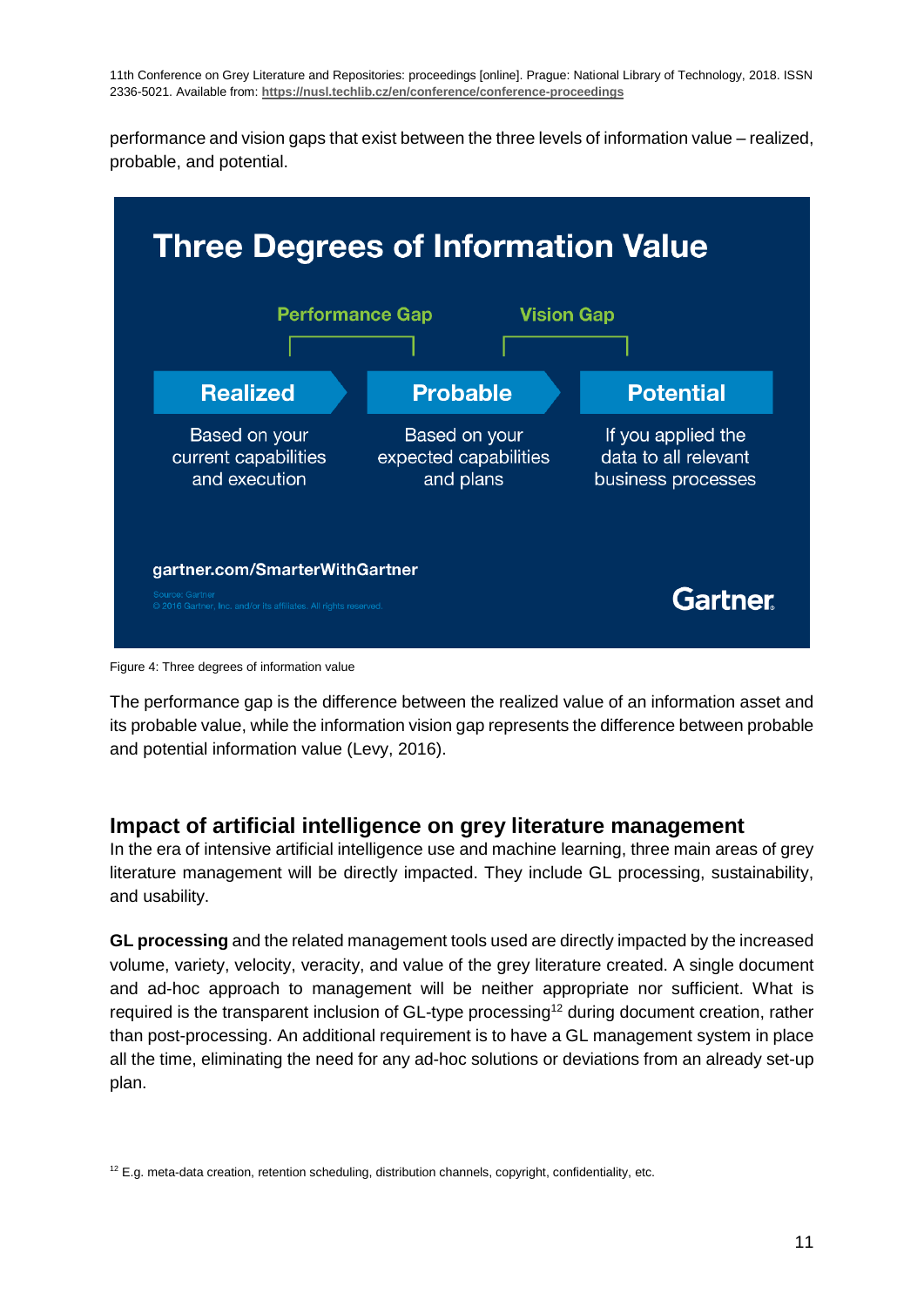performance and vision gaps that exist between the three levels of information value – realized, probable, and potential.

**Three Degrees of Information Value**

Performance Gap — Vision Gap

| Realized | Probable | Potential |
| --- | --- | --- |
| Based on your current capabilities and execution | Based on your expected capabilities and plans | If you applied the data to all relevant business processes |

gartner.com/SmarterWithGartner

Source: Gartner
© 2016 Gartner, Inc. and/or its affiliates. All rights reserved.

Gartner

Figure 4: Three degrees of information value

The performance gap is the difference between the realized value of an information asset and its probable value, while the information vision gap represents the difference between probable and potential information value (Levy, 2016).

## Impact of artificial intelligence on grey literature management

In the era of intensive artificial intelligence use and machine learning, three main areas of grey literature management will be directly impacted. They include GL processing, sustainability, and usability.

**GL processing** and the related management tools used are directly impacted by the increased volume, variety, velocity, veracity, and value of the grey literature created. A single document and ad-hoc approach to management will be neither appropriate nor sufficient. What is required is the transparent inclusion of GL-type processing[12] during document creation, rather than post-processing. An additional requirement is to have a GL management system in place all the time, eliminating the need for any ad-hoc solutions or deviations from an already set-up plan.

[12] E.g. meta-data creation, retention scheduling, distribution channels, copyright, confidentiality, etc.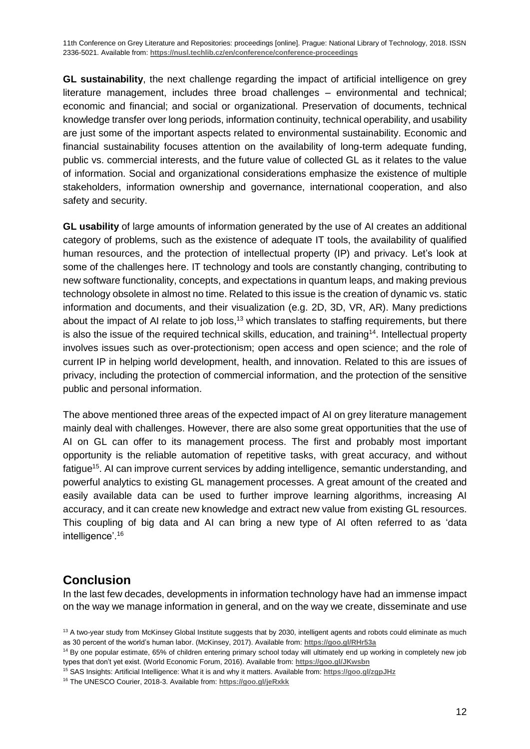**GL sustainability**, the next challenge regarding the impact of artificial intelligence on grey literature management, includes three broad challenges – environmental and technical; economic and financial; and social or organizational. Preservation of documents, technical knowledge transfer over long periods, information continuity, technical operability, and usability are just some of the important aspects related to environmental sustainability. Economic and financial sustainability focuses attention on the availability of long-term adequate funding, public vs. commercial interests, and the future value of collected GL as it relates to the value of information. Social and organizational considerations emphasize the existence of multiple stakeholders, information ownership and governance, international cooperation, and also safety and security.

**GL usability** of large amounts of information generated by the use of AI creates an additional category of problems, such as the existence of adequate IT tools, the availability of qualified human resources, and the protection of intellectual property (IP) and privacy. Let's look at some of the challenges here. IT technology and tools are constantly changing, contributing to new software functionality, concepts, and expectations in quantum leaps, and making previous technology obsolete in almost no time. Related to this issue is the creation of dynamic vs. static information and documents, and their visualization (e.g. 2D, 3D, VR, AR). Many predictions about the impact of AI relate to job loss,[13] which translates to staffing requirements, but there is also the issue of the required technical skills, education, and training[14]. Intellectual property involves issues such as over-protectionism; open access and open science; and the role of current IP in helping world development, health, and innovation. Related to this are issues of privacy, including the protection of commercial information, and the protection of the sensitive public and personal information.

The above mentioned three areas of the expected impact of AI on grey literature management mainly deal with challenges. However, there are also some great opportunities that the use of AI on GL can offer to its management process. The first and probably most important opportunity is the reliable automation of repetitive tasks, with great accuracy, and without fatigue[15]. AI can improve current services by adding intelligence, semantic understanding, and powerful analytics to existing GL management processes. A great amount of the created and easily available data can be used to further improve learning algorithms, increasing AI accuracy, and it can create new knowledge and extract new value from existing GL resources. This coupling of big data and AI can bring a new type of AI often referred to as 'data intelligence'.[16]

## Conclusion

In the last few decades, developments in information technology have had an immense impact on the way we manage information in general, and on the way we create, disseminate and use

---

[13] A two-year study from McKinsey Global Institute suggests that by 2030, intelligent agents and robots could eliminate as much as 30 percent of the world's human labor. (McKinsey, 2017). Available from: **https://goo.gl/RHr53a**

[14] By one popular estimate, 65% of children entering primary school today will ultimately end up working in completely new job types that don't yet exist. (World Economic Forum, 2016). Available from: **https://goo.gl/JKwsbn**

[15] SAS Insights: Artificial Intelligence: What it is and why it matters. Available from: **https://goo.gl/zgpJHz**

[16] The UNESCO Courier, 2018-3. Available from: **https://goo.gl/jeRxkk**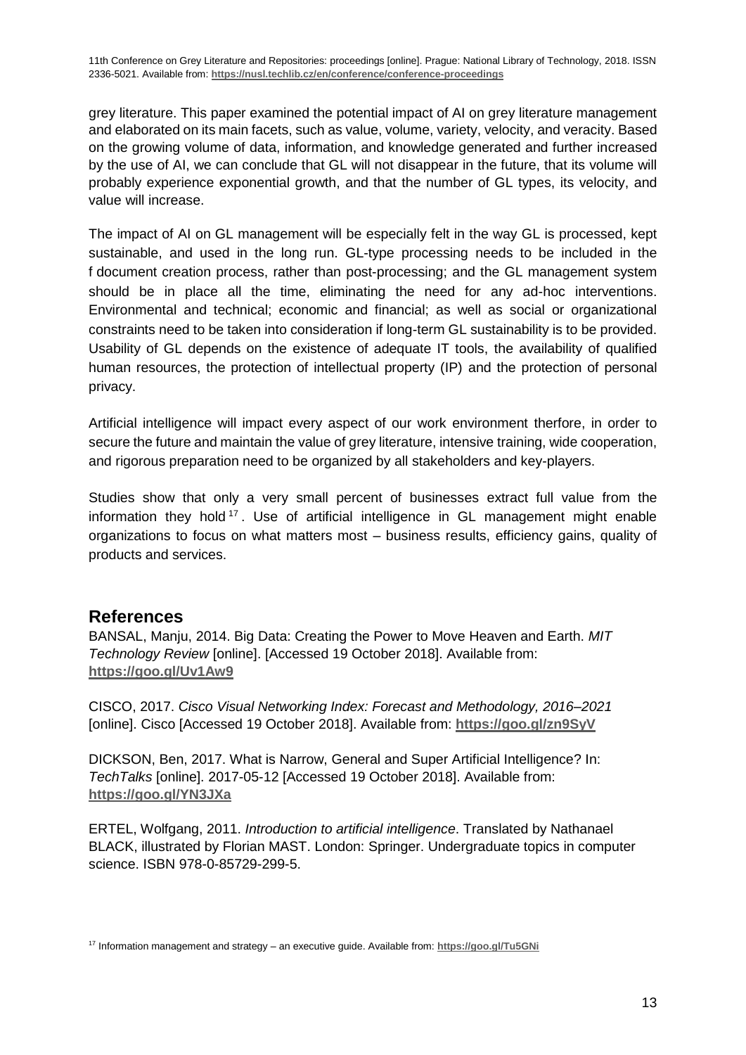grey literature. This paper examined the potential impact of AI on grey literature management and elaborated on its main facets, such as value, volume, variety, velocity, and veracity. Based on the growing volume of data, information, and knowledge generated and further increased by the use of AI, we can conclude that GL will not disappear in the future, that its volume will probably experience exponential growth, and that the number of GL types, its velocity, and value will increase.

The impact of AI on GL management will be especially felt in the way GL is processed, kept sustainable, and used in the long run. GL-type processing needs to be included in the f document creation process, rather than post-processing; and the GL management system should be in place all the time, eliminating the need for any ad-hoc interventions. Environmental and technical; economic and financial; as well as social or organizational constraints need to be taken into consideration if long-term GL sustainability is to be provided. Usability of GL depends on the existence of adequate IT tools, the availability of qualified human resources, the protection of intellectual property (IP) and the protection of personal privacy.

Artificial intelligence will impact every aspect of our work environment therfore, in order to secure the future and maintain the value of grey literature, intensive training, wide cooperation, and rigorous preparation need to be organized by all stakeholders and key-players.

Studies show that only a very small percent of businesses extract full value from the information they hold [17]. Use of artificial intelligence in GL management might enable organizations to focus on what matters most – business results, efficiency gains, quality of products and services.

## References

BANSAL, Manju, 2014. Big Data: Creating the Power to Move Heaven and Earth. *MIT Technology Review* [online]. [Accessed 19 October 2018]. Available from: **https://goo.gl/Uv1Aw9**

CISCO, 2017. *Cisco Visual Networking Index: Forecast and Methodology, 2016–2021* [online]. Cisco [Accessed 19 October 2018]. Available from: **https://goo.gl/zn9SyV**

DICKSON, Ben, 2017. What is Narrow, General and Super Artificial Intelligence? In: *TechTalks* [online]. 2017-05-12 [Accessed 19 October 2018]. Available from: **https://goo.gl/YN3JXa**

ERTEL, Wolfgang, 2011. *Introduction to artificial intelligence*. Translated by Nathanael BLACK, illustrated by Florian MAST. London: Springer. Undergraduate topics in computer science. ISBN 978-0-85729-299-5.

[17] Information management and strategy – an executive guide. Available from: **https://goo.gl/Tu5GNi**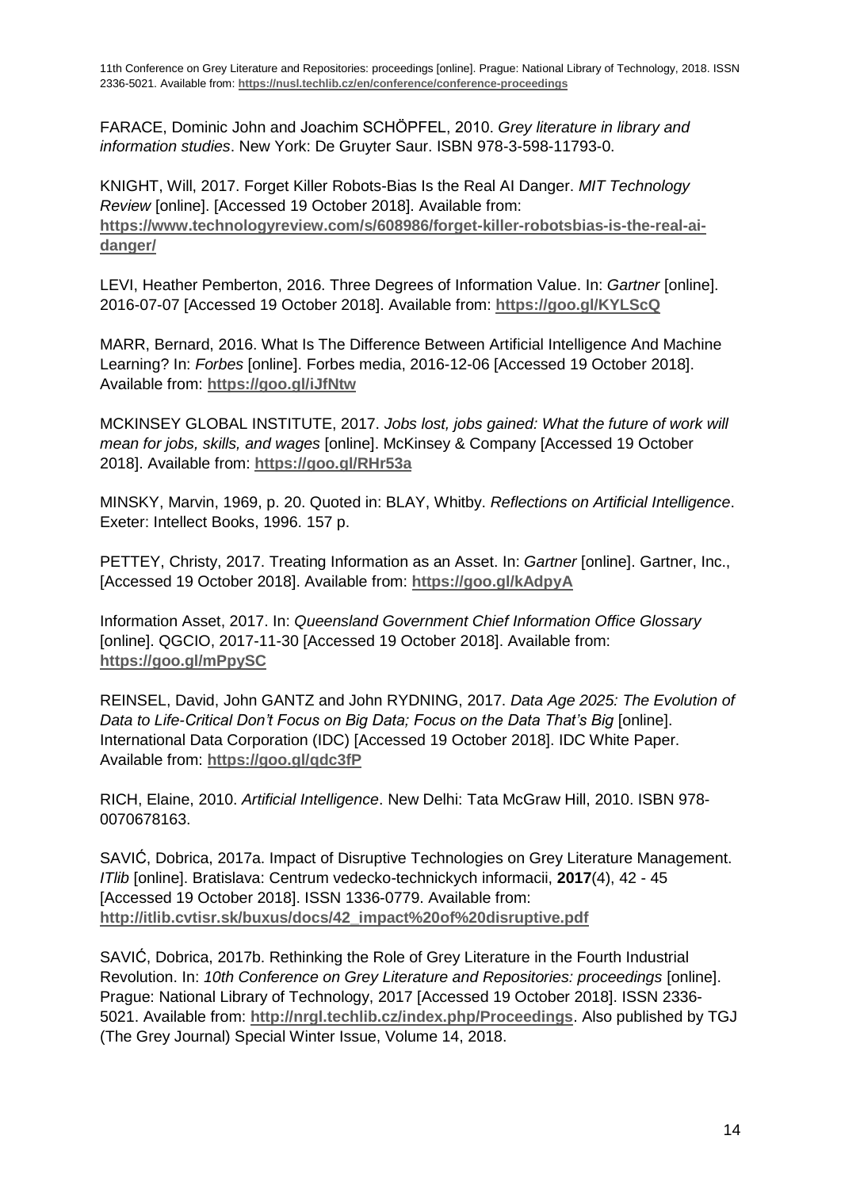FARACE, Dominic John and Joachim SCHÖPFEL, 2010. *Grey literature in library and information studies*. New York: De Gruyter Saur. ISBN 978-3-598-11793-0.

KNIGHT, Will, 2017. Forget Killer Robots-Bias Is the Real AI Danger. *MIT Technology Review* [online]. [Accessed 19 October 2018]. Available from: **https://www.technologyreview.com/s/608986/forget-killer-robotsbias-is-the-real-ai-danger/**

LEVI, Heather Pemberton, 2016. Three Degrees of Information Value. In: *Gartner* [online]. 2016-07-07 [Accessed 19 October 2018]. Available from: **https://goo.gl/KYLScQ**

MARR, Bernard, 2016. What Is The Difference Between Artificial Intelligence And Machine Learning? In: *Forbes* [online]. Forbes media, 2016-12-06 [Accessed 19 October 2018]. Available from: **https://goo.gl/iJfNtw**

MCKINSEY GLOBAL INSTITUTE, 2017. *Jobs lost, jobs gained: What the future of work will mean for jobs, skills, and wages* [online]. McKinsey & Company [Accessed 19 October 2018]. Available from: **https://goo.gl/RHr53a**

MINSKY, Marvin, 1969, p. 20. Quoted in: BLAY, Whitby. *Reflections on Artificial Intelligence*. Exeter: Intellect Books, 1996. 157 p.

PETTEY, Christy, 2017. Treating Information as an Asset. In: *Gartner* [online]. Gartner, Inc., [Accessed 19 October 2018]. Available from: **https://goo.gl/kAdpyA**

Information Asset, 2017. In: *Queensland Government Chief Information Office Glossary* [online]. QGCIO, 2017-11-30 [Accessed 19 October 2018]. Available from: **https://goo.gl/mPpySC**

REINSEL, David, John GANTZ and John RYDNING, 2017. *Data Age 2025: The Evolution of Data to Life-Critical Don't Focus on Big Data; Focus on the Data That's Big* [online]. International Data Corporation (IDC) [Accessed 19 October 2018]. IDC White Paper. Available from: **https://goo.gl/qdc3fP**

RICH, Elaine, 2010. *Artificial Intelligence*. New Delhi: Tata McGraw Hill, 2010. ISBN 978-0070678163.

SAVIĆ, Dobrica, 2017a. Impact of Disruptive Technologies on Grey Literature Management. *ITlib* [online]. Bratislava: Centrum vedecko-technickych informacii, **2017**(4), 42 - 45 [Accessed 19 October 2018]. ISSN 1336-0779. Available from: **http://itlib.cvtisr.sk/buxus/docs/42_impact%20of%20disruptive.pdf**

SAVIĆ, Dobrica, 2017b. Rethinking the Role of Grey Literature in the Fourth Industrial Revolution. In: *10th Conference on Grey Literature and Repositories: proceedings* [online]. Prague: National Library of Technology, 2017 [Accessed 19 October 2018]. ISSN 2336-5021. Available from: **http://nrgl.techlib.cz/index.php/Proceedings**. Also published by TGJ (The Grey Journal) Special Winter Issue, Volume 14, 2018.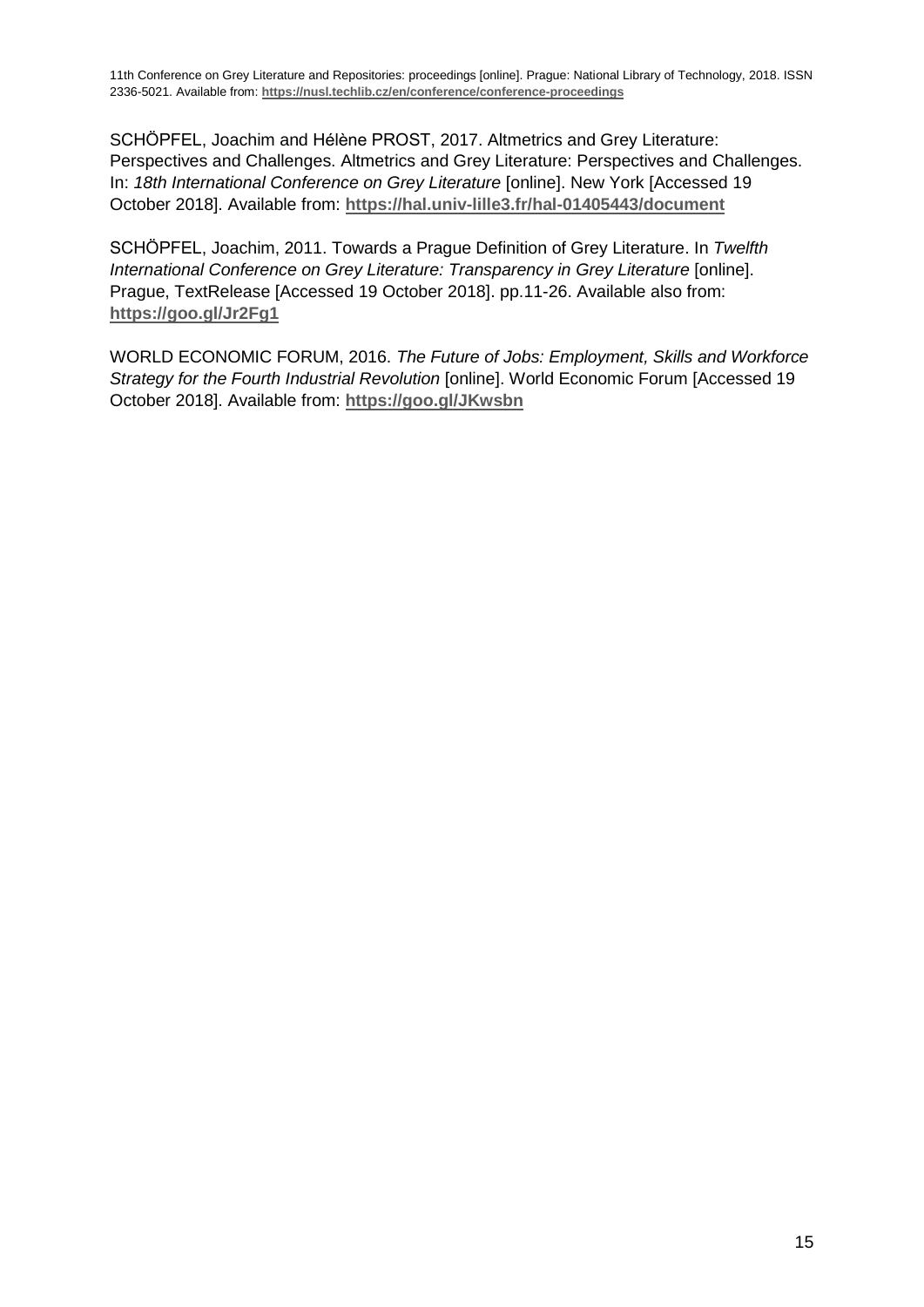SCHÖPFEL, Joachim and Hélène PROST, 2017. Altmetrics and Grey Literature: Perspectives and Challenges. Altmetrics and Grey Literature: Perspectives and Challenges. In: *18th International Conference on Grey Literature* [online]. New York [Accessed 19 October 2018]. Available from: **https://hal.univ-lille3.fr/hal-01405443/document**

SCHÖPFEL, Joachim, 2011. Towards a Prague Definition of Grey Literature. In *Twelfth International Conference on Grey Literature: Transparency in Grey Literature* [online]. Prague, TextRelease [Accessed 19 October 2018]. pp.11-26. Available also from: **https://goo.gl/Jr2Fg1**

WORLD ECONOMIC FORUM, 2016. *The Future of Jobs: Employment, Skills and Workforce Strategy for the Fourth Industrial Revolution* [online]. World Economic Forum [Accessed 19 October 2018]. Available from: **https://goo.gl/JKwsbn**